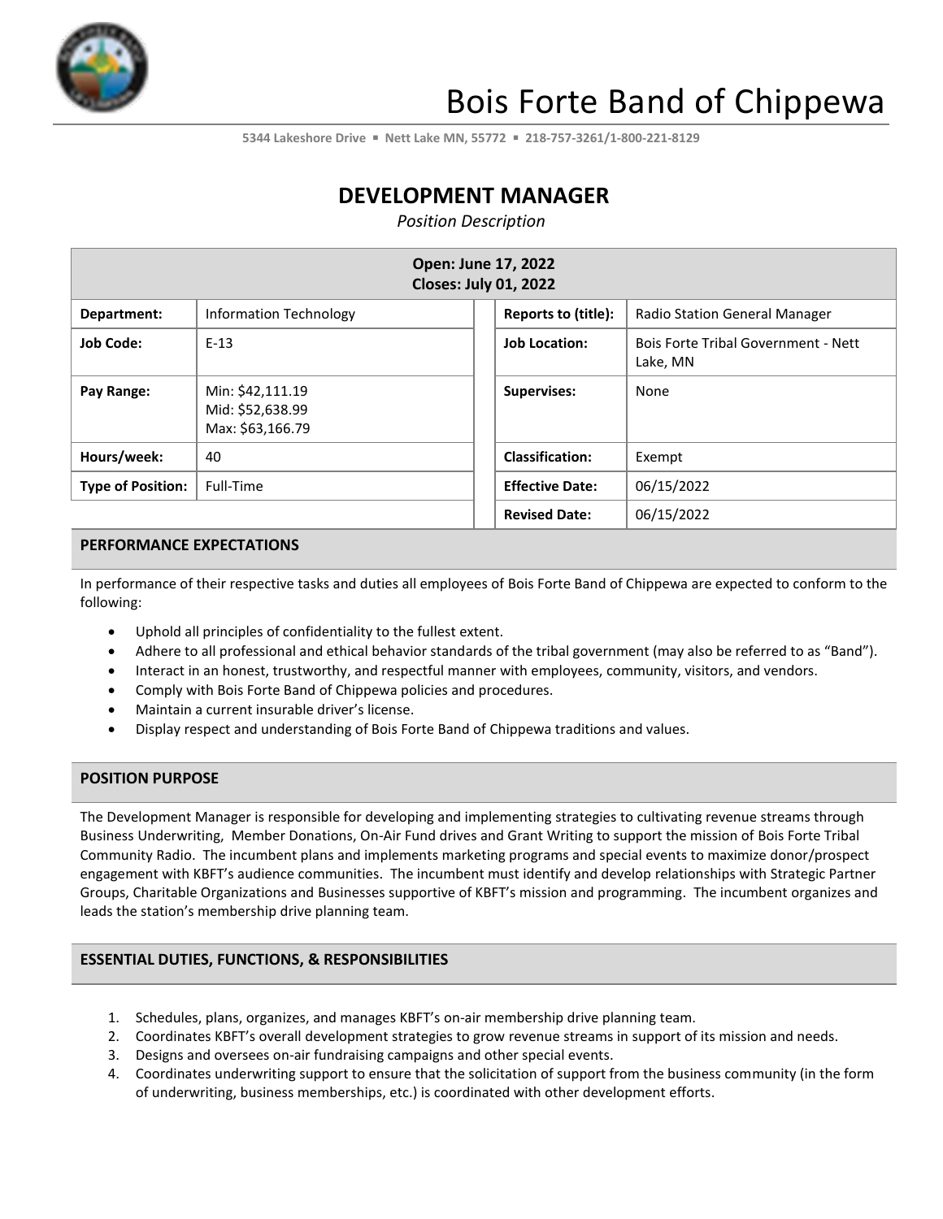# Bois Forte Band of Chippewa

5344 Lakeshore Drive ▪ Nett Lake MN, 55772 ▪ 218-757-3261/1-800-221-8129

## DEVELOPMENT MANAGER

*Position Description*

| Open: June 17, 2022<br>Closes: July 01, 2022 | | | |
|---|---|---|---|
| **Department:** | Information Technology | **Reports to (title):** | Radio Station General Manager |
| **Job Code:** | E-13 | **Job Location:** | Bois Forte Tribal Government - Nett Lake, MN |
| **Pay Range:** | Min: $42,111.19<br>Mid: $52,638.99<br>Max: $63,166.79 | **Supervises:** | None |
| **Hours/week:** | 40 | **Classification:** | Exempt |
| **Type of Position:** | Full-Time | **Effective Date:** | 06/15/2022 |
| | | **Revised Date:** | 06/15/2022 |

### PERFORMANCE EXPECTATIONS

In performance of their respective tasks and duties all employees of Bois Forte Band of Chippewa are expected to conform to the following:

- Uphold all principles of confidentiality to the fullest extent.
- Adhere to all professional and ethical behavior standards of the tribal government (may also be referred to as "Band").
- Interact in an honest, trustworthy, and respectful manner with employees, community, visitors, and vendors.
- Comply with Bois Forte Band of Chippewa policies and procedures.
- Maintain a current insurable driver's license.
- Display respect and understanding of Bois Forte Band of Chippewa traditions and values.

### POSITION PURPOSE

The Development Manager is responsible for developing and implementing strategies to cultivating revenue streams through Business Underwriting, Member Donations, On-Air Fund drives and Grant Writing to support the mission of Bois Forte Tribal Community Radio. The incumbent plans and implements marketing programs and special events to maximize donor/prospect engagement with KBFT's audience communities. The incumbent must identify and develop relationships with Strategic Partner Groups, Charitable Organizations and Businesses supportive of KBFT's mission and programming. The incumbent organizes and leads the station's membership drive planning team.

### ESSENTIAL DUTIES, FUNCTIONS, & RESPONSIBILITIES

1. Schedules, plans, organizes, and manages KBFT's on-air membership drive planning team.
2. Coordinates KBFT's overall development strategies to grow revenue streams in support of its mission and needs.
3. Designs and oversees on-air fundraising campaigns and other special events.
4. Coordinates underwriting support to ensure that the solicitation of support from the business community (in the form of underwriting, business memberships, etc.) is coordinated with other development efforts.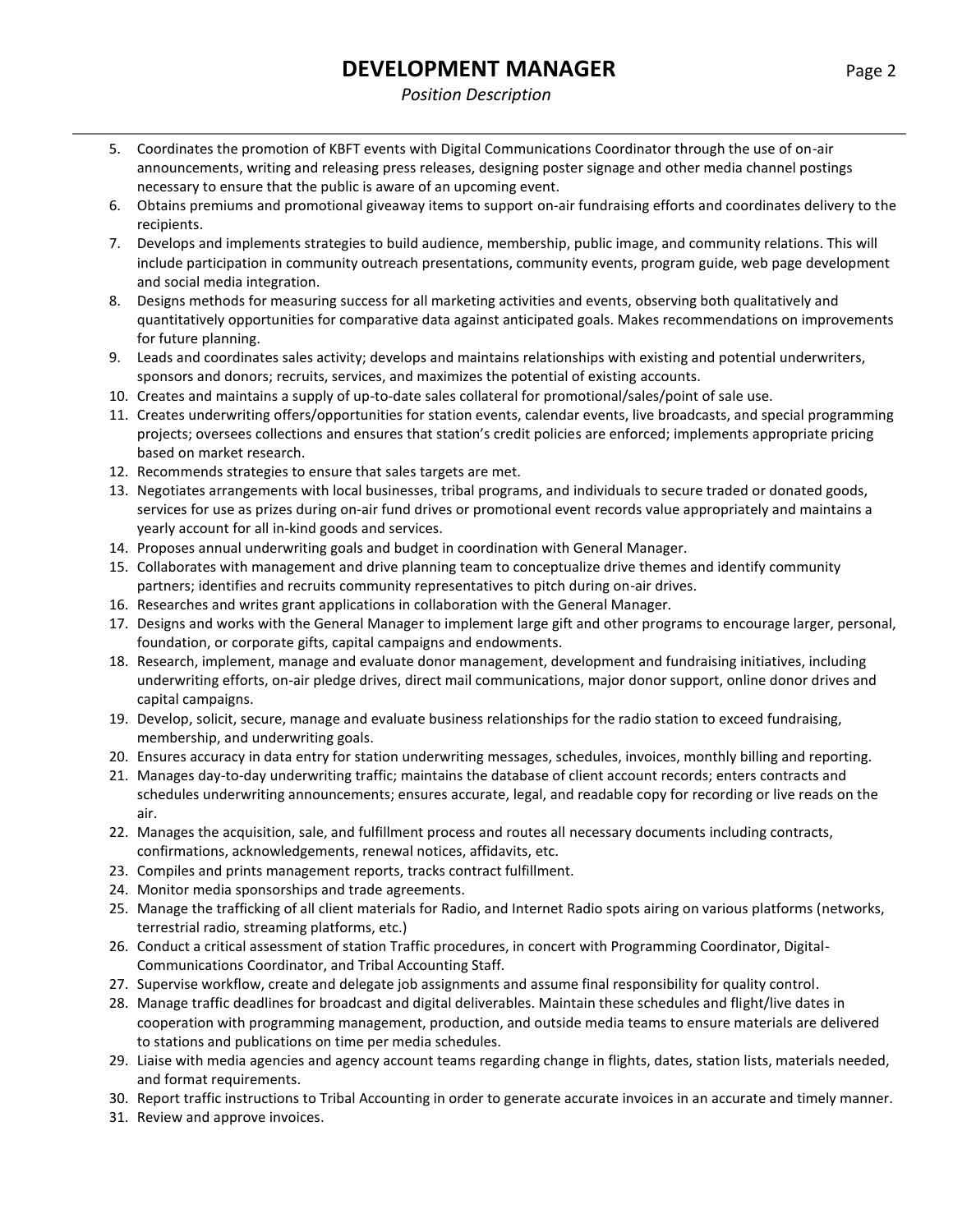5. Coordinates the promotion of KBFT events with Digital Communications Coordinator through the use of on-air announcements, writing and releasing press releases, designing poster signage and other media channel postings necessary to ensure that the public is aware of an upcoming event.
6. Obtains premiums and promotional giveaway items to support on-air fundraising efforts and coordinates delivery to the recipients.
7. Develops and implements strategies to build audience, membership, public image, and community relations. This will include participation in community outreach presentations, community events, program guide, web page development and social media integration.
8. Designs methods for measuring success for all marketing activities and events, observing both qualitatively and quantitatively opportunities for comparative data against anticipated goals. Makes recommendations on improvements for future planning.
9. Leads and coordinates sales activity; develops and maintains relationships with existing and potential underwriters, sponsors and donors; recruits, services, and maximizes the potential of existing accounts.
10. Creates and maintains a supply of up-to-date sales collateral for promotional/sales/point of sale use.
11. Creates underwriting offers/opportunities for station events, calendar events, live broadcasts, and special programming projects; oversees collections and ensures that station's credit policies are enforced; implements appropriate pricing based on market research.
12. Recommends strategies to ensure that sales targets are met.
13. Negotiates arrangements with local businesses, tribal programs, and individuals to secure traded or donated goods, services for use as prizes during on-air fund drives or promotional event records value appropriately and maintains a yearly account for all in-kind goods and services.
14. Proposes annual underwriting goals and budget in coordination with General Manager.
15. Collaborates with management and drive planning team to conceptualize drive themes and identify community partners; identifies and recruits community representatives to pitch during on-air drives.
16. Researches and writes grant applications in collaboration with the General Manager.
17. Designs and works with the General Manager to implement large gift and other programs to encourage larger, personal, foundation, or corporate gifts, capital campaigns and endowments.
18. Research, implement, manage and evaluate donor management, development and fundraising initiatives, including underwriting efforts, on-air pledge drives, direct mail communications, major donor support, online donor drives and capital campaigns.
19. Develop, solicit, secure, manage and evaluate business relationships for the radio station to exceed fundraising, membership, and underwriting goals.
20. Ensures accuracy in data entry for station underwriting messages, schedules, invoices, monthly billing and reporting.
21. Manages day-to-day underwriting traffic; maintains the database of client account records; enters contracts and schedules underwriting announcements; ensures accurate, legal, and readable copy for recording or live reads on the air.
22. Manages the acquisition, sale, and fulfillment process and routes all necessary documents including contracts, confirmations, acknowledgements, renewal notices, affidavits, etc.
23. Compiles and prints management reports, tracks contract fulfillment.
24. Monitor media sponsorships and trade agreements.
25. Manage the trafficking of all client materials for Radio, and Internet Radio spots airing on various platforms (networks, terrestrial radio, streaming platforms, etc.)
26. Conduct a critical assessment of station Traffic procedures, in concert with Programming Coordinator, Digital-Communications Coordinator, and Tribal Accounting Staff.
27. Supervise workflow, create and delegate job assignments and assume final responsibility for quality control.
28. Manage traffic deadlines for broadcast and digital deliverables. Maintain these schedules and flight/live dates in cooperation with programming management, production, and outside media teams to ensure materials are delivered to stations and publications on time per media schedules.
29. Liaise with media agencies and agency account teams regarding change in flights, dates, station lists, materials needed, and format requirements.
30. Report traffic instructions to Tribal Accounting in order to generate accurate invoices in an accurate and timely manner.
31. Review and approve invoices.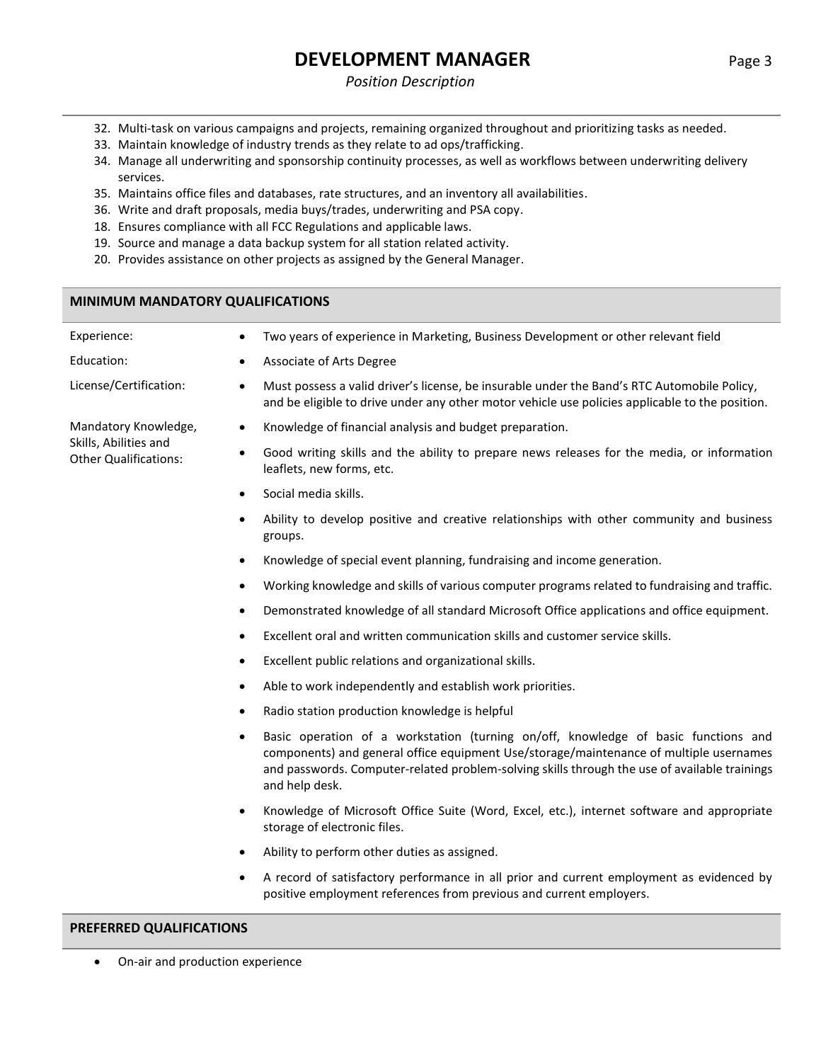32. Multi-task on various campaigns and projects, remaining organized throughout and prioritizing tasks as needed.
33. Maintain knowledge of industry trends as they relate to ad ops/trafficking.
34. Manage all underwriting and sponsorship continuity processes, as well as workflows between underwriting delivery services.
35. Maintains office files and databases, rate structures, and an inventory all availabilities.
36. Write and draft proposals, media buys/trades, underwriting and PSA copy.
18. Ensures compliance with all FCC Regulations and applicable laws.
19. Source and manage a data backup system for all station related activity.
20. Provides assistance on other projects as assigned by the General Manager.

## MINIMUM MANDATORY QUALIFICATIONS

**Experience:**
- Two years of experience in Marketing, Business Development or other relevant field

**Education:**
- Associate of Arts Degree

**License/Certification:**
- Must possess a valid driver's license, be insurable under the Band's RTC Automobile Policy, and be eligible to drive under any other motor vehicle use policies applicable to the position.

**Mandatory Knowledge, Skills, Abilities and Other Qualifications:**
- Knowledge of financial analysis and budget preparation.
- Good writing skills and the ability to prepare news releases for the media, or information leaflets, new forms, etc.
- Social media skills.
- Ability to develop positive and creative relationships with other community and business groups.
- Knowledge of special event planning, fundraising and income generation.
- Working knowledge and skills of various computer programs related to fundraising and traffic.
- Demonstrated knowledge of all standard Microsoft Office applications and office equipment.
- Excellent oral and written communication skills and customer service skills.
- Excellent public relations and organizational skills.
- Able to work independently and establish work priorities.
- Radio station production knowledge is helpful
- Basic operation of a workstation (turning on/off, knowledge of basic functions and components) and general office equipment Use/storage/maintenance of multiple usernames and passwords. Computer-related problem-solving skills through the use of available trainings and help desk.
- Knowledge of Microsoft Office Suite (Word, Excel, etc.), internet software and appropriate storage of electronic files.
- Ability to perform other duties as assigned.
- A record of satisfactory performance in all prior and current employment as evidenced by positive employment references from previous and current employers.

## PREFERRED QUALIFICATIONS

- On-air and production experience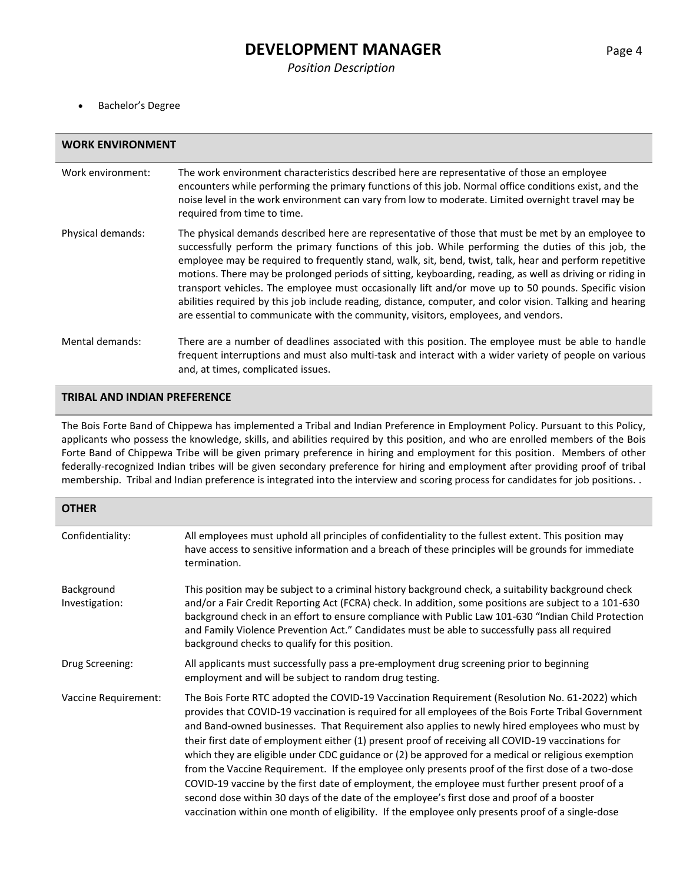- Bachelor's Degree

## WORK ENVIRONMENT

**Work environment:** The work environment characteristics described here are representative of those an employee encounters while performing the primary functions of this job. Normal office conditions exist, and the noise level in the work environment can vary from low to moderate. Limited overnight travel may be required from time to time.

**Physical demands:** The physical demands described here are representative of those that must be met by an employee to successfully perform the primary functions of this job. While performing the duties of this job, the employee may be required to frequently stand, walk, sit, bend, twist, talk, hear and perform repetitive motions. There may be prolonged periods of sitting, keyboarding, reading, as well as driving or riding in transport vehicles. The employee must occasionally lift and/or move up to 50 pounds. Specific vision abilities required by this job include reading, distance, computer, and color vision. Talking and hearing are essential to communicate with the community, visitors, employees, and vendors.

**Mental demands:** There are a number of deadlines associated with this position. The employee must be able to handle frequent interruptions and must also multi-task and interact with a wider variety of people on various and, at times, complicated issues.

## TRIBAL AND INDIAN PREFERENCE

The Bois Forte Band of Chippewa has implemented a Tribal and Indian Preference in Employment Policy. Pursuant to this Policy, applicants who possess the knowledge, skills, and abilities required by this position, and who are enrolled members of the Bois Forte Band of Chippewa Tribe will be given primary preference in hiring and employment for this position. Members of other federally-recognized Indian tribes will be given secondary preference for hiring and employment after providing proof of tribal membership. Tribal and Indian preference is integrated into the interview and scoring process for candidates for job positions. .

## OTHER

**Confidentiality:** All employees must uphold all principles of confidentiality to the fullest extent. This position may have access to sensitive information and a breach of these principles will be grounds for immediate termination.

**Background Investigation:** This position may be subject to a criminal history background check, a suitability background check and/or a Fair Credit Reporting Act (FCRA) check. In addition, some positions are subject to a 101-630 background check in an effort to ensure compliance with Public Law 101-630 "Indian Child Protection and Family Violence Prevention Act." Candidates must be able to successfully pass all required background checks to qualify for this position.

**Drug Screening:** All applicants must successfully pass a pre-employment drug screening prior to beginning employment and will be subject to random drug testing.

**Vaccine Requirement:** The Bois Forte RTC adopted the COVID-19 Vaccination Requirement (Resolution No. 61-2022) which provides that COVID-19 vaccination is required for all employees of the Bois Forte Tribal Government and Band-owned businesses. That Requirement also applies to newly hired employees who must by their first date of employment either (1) present proof of receiving all COVID-19 vaccinations for which they are eligible under CDC guidance or (2) be approved for a medical or religious exemption from the Vaccine Requirement. If the employee only presents proof of the first dose of a two-dose COVID-19 vaccine by the first date of employment, the employee must further present proof of a second dose within 30 days of the date of the employee's first dose and proof of a booster vaccination within one month of eligibility. If the employee only presents proof of a single-dose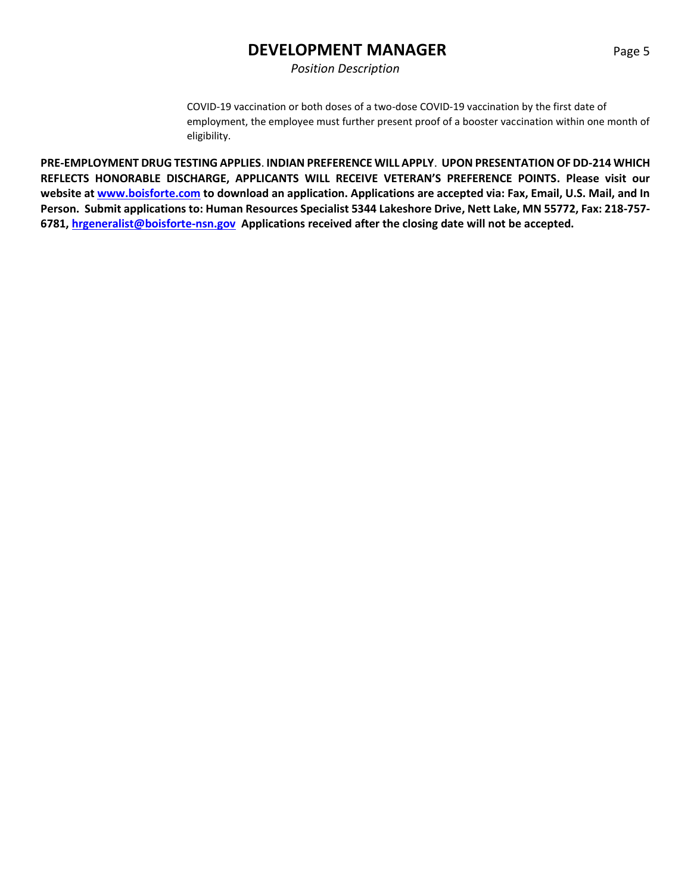COVID-19 vaccination or both doses of a two-dose COVID-19 vaccination by the first date of employment, the employee must further present proof of a booster vaccination within one month of eligibility.

**PRE-EMPLOYMENT DRUG TESTING APPLIES**. **INDIAN PREFERENCE WILL APPLY**. **UPON PRESENTATION OF DD-214 WHICH REFLECTS HONORABLE DISCHARGE, APPLICANTS WILL RECEIVE VETERAN'S PREFERENCE POINTS. Please visit our website at [www.boisforte.com](http://www.boisforte.com) to download an application. Applications are accepted via: Fax, Email, U.S. Mail, and In Person. Submit applications to: Human Resources Specialist 5344 Lakeshore Drive, Nett Lake, MN 55772, Fax: 218-757-6781, [hrgeneralist@boisforte-nsn.gov](mailto:hrgeneralist@boisforte-nsn.gov) Applications received after the closing date will not be accepted.**